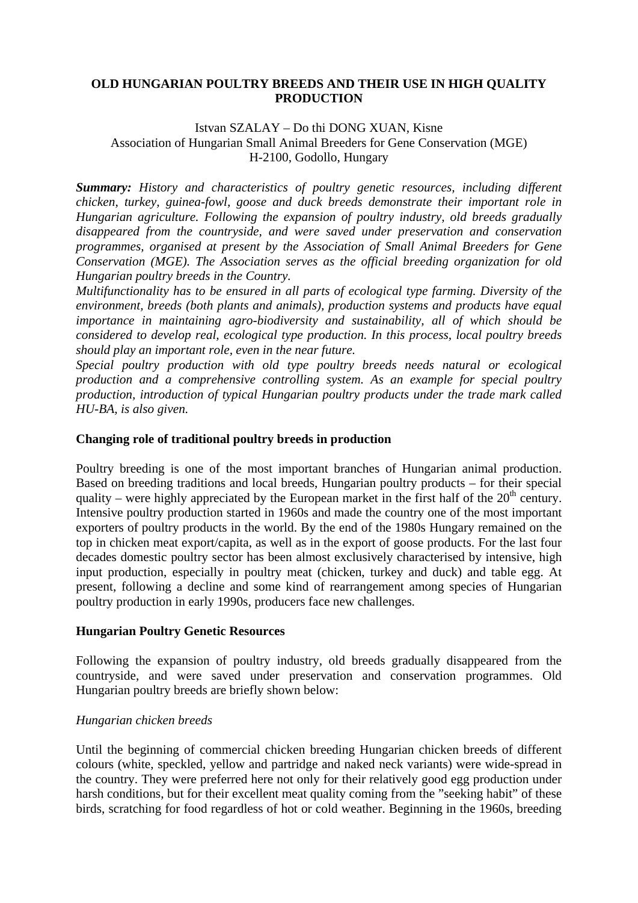# OLD HUNGARIAN POULTRY BREEDS AND THEIR USE IN HIGH QUALITY PRODUCTION

Istvan SZALAY – Do thi DONG XUAN, Kisne
Association of Hungarian Small Animal Breeders for Gene Conservation (MGE)
H-2100, Godollo, Hungary

***Summary:*** *History and characteristics of poultry genetic resources, including different chicken, turkey, guinea-fowl, goose and duck breeds demonstrate their important role in Hungarian agriculture. Following the expansion of poultry industry, old breeds gradually disappeared from the countryside, and were saved under preservation and conservation programmes, organised at present by the Association of Small Animal Breeders for Gene Conservation (MGE). The Association serves as the official breeding organization for old Hungarian poultry breeds in the Country.*

*Multifunctionality has to be ensured in all parts of ecological type farming. Diversity of the environment, breeds (both plants and animals), production systems and products have equal importance in maintaining agro-biodiversity and sustainability, all of which should be considered to develop real, ecological type production. In this process, local poultry breeds should play an important role, even in the near future.*

*Special poultry production with old type poultry breeds needs natural or ecological production and a comprehensive controlling system. As an example for special poultry production, introduction of typical Hungarian poultry products under the trade mark called HU-BA, is also given.*

## Changing role of traditional poultry breeds in production

Poultry breeding is one of the most important branches of Hungarian animal production. Based on breeding traditions and local breeds, Hungarian poultry products – for their special quality – were highly appreciated by the European market in the first half of the 20th century. Intensive poultry production started in 1960s and made the country one of the most important exporters of poultry products in the world. By the end of the 1980s Hungary remained on the top in chicken meat export/capita, as well as in the export of goose products. For the last four decades domestic poultry sector has been almost exclusively characterised by intensive, high input production, especially in poultry meat (chicken, turkey and duck) and table egg. At present, following a decline and some kind of rearrangement among species of Hungarian poultry production in early 1990s, producers face new challenges.

## Hungarian Poultry Genetic Resources

Following the expansion of poultry industry, old breeds gradually disappeared from the countryside, and were saved under preservation and conservation programmes. Old Hungarian poultry breeds are briefly shown below:

### *Hungarian chicken breeds*

Until the beginning of commercial chicken breeding Hungarian chicken breeds of different colours (white, speckled, yellow and partridge and naked neck variants) were wide-spread in the country. They were preferred here not only for their relatively good egg production under harsh conditions, but for their excellent meat quality coming from the "seeking habit" of these birds, scratching for food regardless of hot or cold weather. Beginning in the 1960s, breeding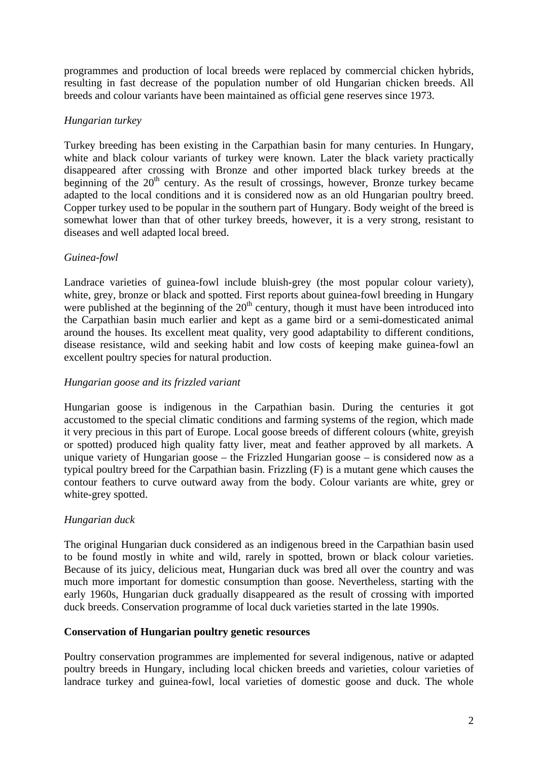programmes and production of local breeds were replaced by commercial chicken hybrids, resulting in fast decrease of the population number of old Hungarian chicken breeds. All breeds and colour variants have been maintained as official gene reserves since 1973.

*Hungarian turkey*

Turkey breeding has been existing in the Carpathian basin for many centuries. In Hungary, white and black colour variants of turkey were known. Later the black variety practically disappeared after crossing with Bronze and other imported black turkey breeds at the beginning of the 20th century. As the result of crossings, however, Bronze turkey became adapted to the local conditions and it is considered now as an old Hungarian poultry breed. Copper turkey used to be popular in the southern part of Hungary. Body weight of the breed is somewhat lower than that of other turkey breeds, however, it is a very strong, resistant to diseases and well adapted local breed.

*Guinea-fowl*

Landrace varieties of guinea-fowl include bluish-grey (the most popular colour variety), white, grey, bronze or black and spotted. First reports about guinea-fowl breeding in Hungary were published at the beginning of the 20th century, though it must have been introduced into the Carpathian basin much earlier and kept as a game bird or a semi-domesticated animal around the houses. Its excellent meat quality, very good adaptability to different conditions, disease resistance, wild and seeking habit and low costs of keeping make guinea-fowl an excellent poultry species for natural production.

*Hungarian goose and its frizzled variant*

Hungarian goose is indigenous in the Carpathian basin. During the centuries it got accustomed to the special climatic conditions and farming systems of the region, which made it very precious in this part of Europe. Local goose breeds of different colours (white, greyish or spotted) produced high quality fatty liver, meat and feather approved by all markets. A unique variety of Hungarian goose – the Frizzled Hungarian goose – is considered now as a typical poultry breed for the Carpathian basin. Frizzling (F) is a mutant gene which causes the contour feathers to curve outward away from the body. Colour variants are white, grey or white-grey spotted.

*Hungarian duck*

The original Hungarian duck considered as an indigenous breed in the Carpathian basin used to be found mostly in white and wild, rarely in spotted, brown or black colour varieties. Because of its juicy, delicious meat, Hungarian duck was bred all over the country and was much more important for domestic consumption than goose. Nevertheless, starting with the early 1960s, Hungarian duck gradually disappeared as the result of crossing with imported duck breeds. Conservation programme of local duck varieties started in the late 1990s.

**Conservation of Hungarian poultry genetic resources**

Poultry conservation programmes are implemented for several indigenous, native or adapted poultry breeds in Hungary, including local chicken breeds and varieties, colour varieties of landrace turkey and guinea-fowl, local varieties of domestic goose and duck. The whole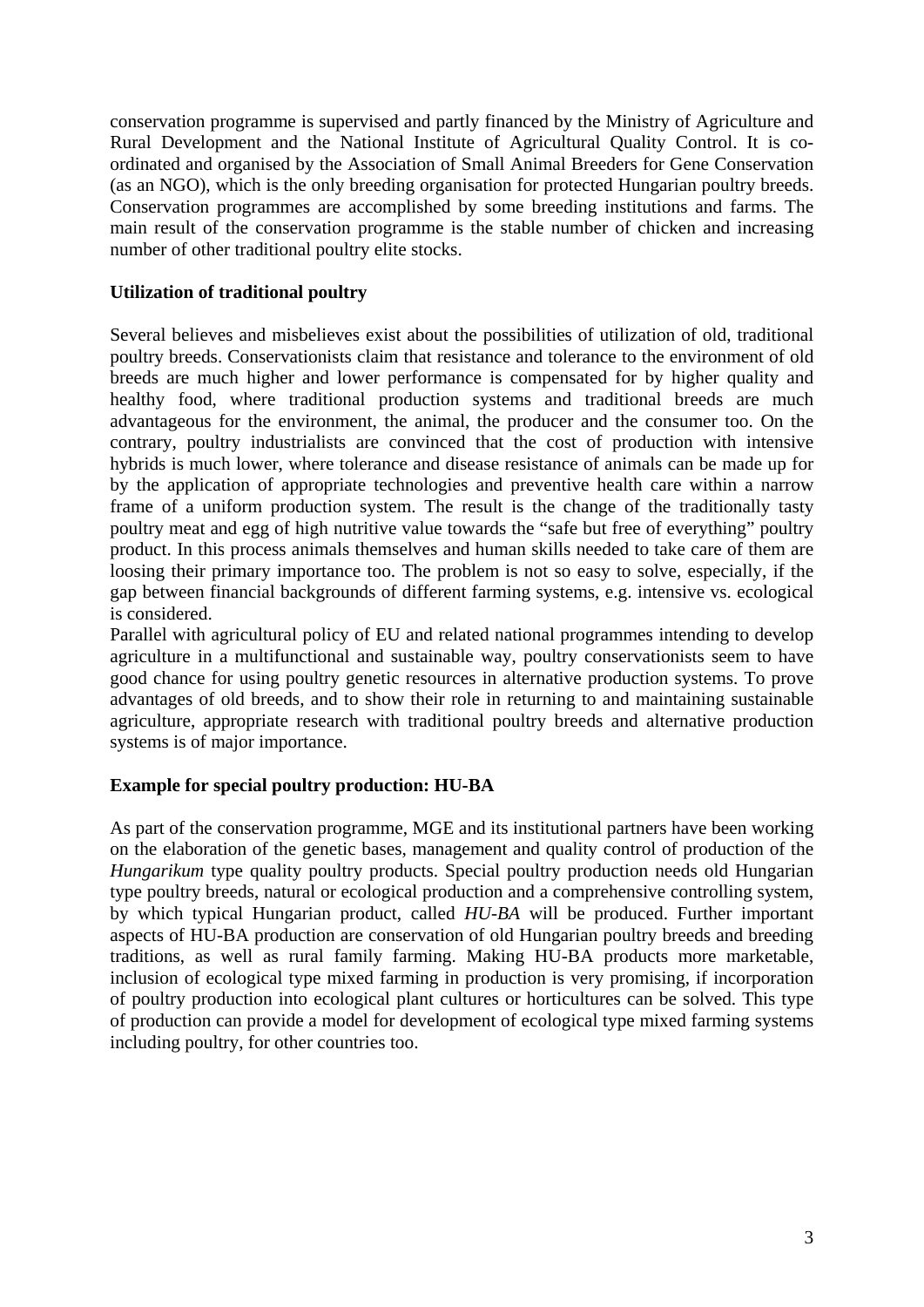conservation programme is supervised and partly financed by the Ministry of Agriculture and Rural Development and the National Institute of Agricultural Quality Control. It is co-ordinated and organised by the Association of Small Animal Breeders for Gene Conservation (as an NGO), which is the only breeding organisation for protected Hungarian poultry breeds. Conservation programmes are accomplished by some breeding institutions and farms. The main result of the conservation programme is the stable number of chicken and increasing number of other traditional poultry elite stocks.

**Utilization of traditional poultry**

Several believes and misbelieves exist about the possibilities of utilization of old, traditional poultry breeds. Conservationists claim that resistance and tolerance to the environment of old breeds are much higher and lower performance is compensated for by higher quality and healthy food, where traditional production systems and traditional breeds are much advantageous for the environment, the animal, the producer and the consumer too. On the contrary, poultry industrialists are convinced that the cost of production with intensive hybrids is much lower, where tolerance and disease resistance of animals can be made up for by the application of appropriate technologies and preventive health care within a narrow frame of a uniform production system. The result is the change of the traditionally tasty poultry meat and egg of high nutritive value towards the "safe but free of everything" poultry product. In this process animals themselves and human skills needed to take care of them are loosing their primary importance too. The problem is not so easy to solve, especially, if the gap between financial backgrounds of different farming systems, e.g. intensive vs. ecological is considered.

Parallel with agricultural policy of EU and related national programmes intending to develop agriculture in a multifunctional and sustainable way, poultry conservationists seem to have good chance for using poultry genetic resources in alternative production systems. To prove advantages of old breeds, and to show their role in returning to and maintaining sustainable agriculture, appropriate research with traditional poultry breeds and alternative production systems is of major importance.

**Example for special poultry production: HU-BA**

As part of the conservation programme, MGE and its institutional partners have been working on the elaboration of the genetic bases, management and quality control of production of the *Hungarikum* type quality poultry products. Special poultry production needs old Hungarian type poultry breeds, natural or ecological production and a comprehensive controlling system, by which typical Hungarian product, called *HU-BA* will be produced. Further important aspects of HU-BA production are conservation of old Hungarian poultry breeds and breeding traditions, as well as rural family farming. Making HU-BA products more marketable, inclusion of ecological type mixed farming in production is very promising, if incorporation of poultry production into ecological plant cultures or horticultures can be solved. This type of production can provide a model for development of ecological type mixed farming systems including poultry, for other countries too.